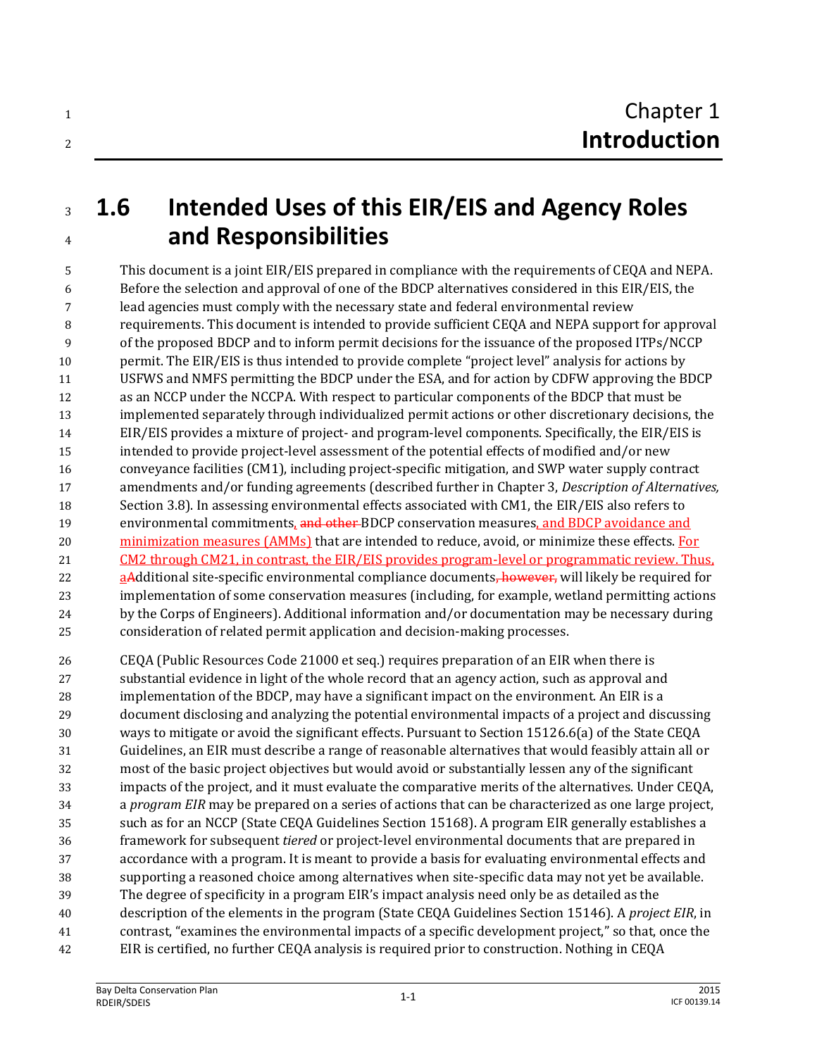# Chapter 1 **Introduction**

## 1.6 Intended Uses of this EIR/EIS and Agency Roles and Responsibilities

This document is a joint EIR/EIS prepared in compliance with the requirements of CEQA and NEPA. Before the selection and approval of one of the BDCP alternatives considered in this EIR/EIS, the lead agencies must comply with the necessary state and federal environmental review requirements. This document is intended to provide sufficient CEQA and NEPA support for approval of the proposed BDCP and to inform permit decisions for the issuance of the proposed ITPs/NCCP permit. The EIR/EIS is thus intended to provide complete "project level" analysis for actions by USFWS and NMFS permitting the BDCP under the ESA, and for action by CDFW approving the BDCP as an NCCP under the NCCPA. With respect to particular components of the BDCP that must be implemented separately through individualized permit actions or other discretionary decisions, the EIR/EIS provides a mixture of project- and program-level components. Specifically, the EIR/EIS is intended to provide project-level assessment of the potential effects of modified and/or new conveyance facilities (CM1), including project-specific mitigation, and SWP water supply contract amendments and/or funding agreements (described further in Chapter 3, *Description of Alternatives,* Section 3.8). In assessing environmental effects associated with CM1, the EIR/EIS also refers to environmental commitments~~, and other~~ BDCP conservation measures, and BDCP avoidance and minimization measures (AMMs) that are intended to reduce, avoid, or minimize these effects. For CM2 through CM21, in contrast, the EIR/EIS provides program-level or programmatic review. Thus, a~~A~~dditional site-specific environmental compliance documents~~, however,~~ will likely be required for implementation of some conservation measures (including, for example, wetland permitting actions by the Corps of Engineers). Additional information and/or documentation may be necessary during consideration of related permit application and decision-making processes.

CEQA (Public Resources Code 21000 et seq.) requires preparation of an EIR when there is substantial evidence in light of the whole record that an agency action, such as approval and implementation of the BDCP, may have a significant impact on the environment. An EIR is a document disclosing and analyzing the potential environmental impacts of a project and discussing ways to mitigate or avoid the significant effects. Pursuant to Section 15126.6(a) of the State CEQA Guidelines, an EIR must describe a range of reasonable alternatives that would feasibly attain all or most of the basic project objectives but would avoid or substantially lessen any of the significant impacts of the project, and it must evaluate the comparative merits of the alternatives. Under CEQA, a *program EIR* may be prepared on a series of actions that can be characterized as one large project, such as for an NCCP (State CEQA Guidelines Section 15168). A program EIR generally establishes a framework for subsequent *tiered* or project-level environmental documents that are prepared in accordance with a program. It is meant to provide a basis for evaluating environmental effects and supporting a reasoned choice among alternatives when site-specific data may not yet be available. The degree of specificity in a program EIR's impact analysis need only be as detailed as the description of the elements in the program (State CEQA Guidelines Section 15146). A *project EIR*, in contrast, "examines the environmental impacts of a specific development project," so that, once the EIR is certified, no further CEQA analysis is required prior to construction. Nothing in CEQA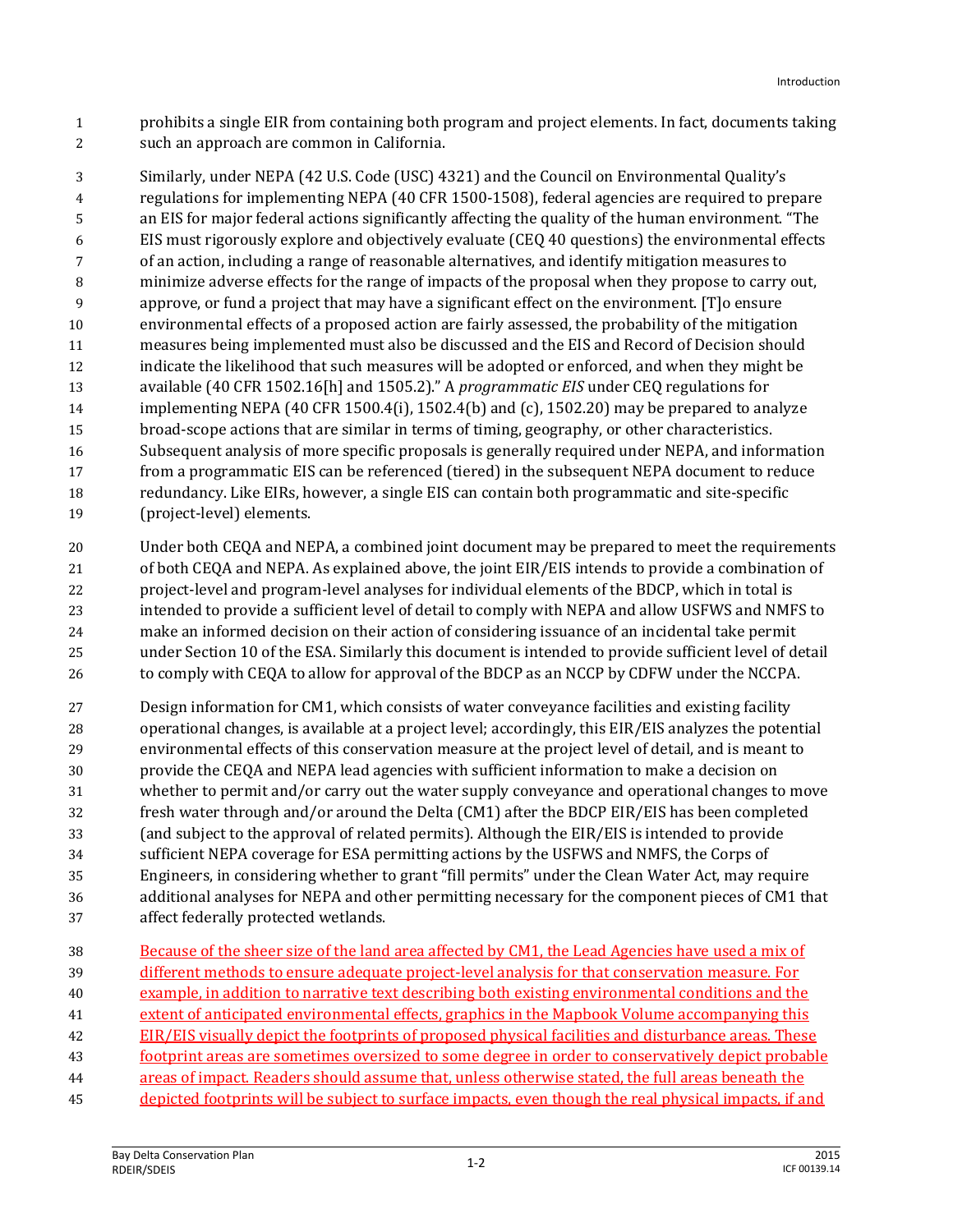prohibits a single EIR from containing both program and project elements. In fact, documents taking such an approach are common in California.

Similarly, under NEPA (42 U.S. Code (USC) 4321) and the Council on Environmental Quality's regulations for implementing NEPA (40 CFR 1500-1508), federal agencies are required to prepare an EIS for major federal actions significantly affecting the quality of the human environment. "The EIS must rigorously explore and objectively evaluate (CEQ 40 questions) the environmental effects of an action, including a range of reasonable alternatives, and identify mitigation measures to minimize adverse effects for the range of impacts of the proposal when they propose to carry out, approve, or fund a project that may have a significant effect on the environment. [T]o ensure environmental effects of a proposed action are fairly assessed, the probability of the mitigation measures being implemented must also be discussed and the EIS and Record of Decision should indicate the likelihood that such measures will be adopted or enforced, and when they might be available (40 CFR 1502.16[h] and 1505.2)." A *programmatic EIS* under CEQ regulations for implementing NEPA (40 CFR 1500.4(i), 1502.4(b) and (c), 1502.20) may be prepared to analyze broad-scope actions that are similar in terms of timing, geography, or other characteristics. Subsequent analysis of more specific proposals is generally required under NEPA, and information from a programmatic EIS can be referenced (tiered) in the subsequent NEPA document to reduce redundancy. Like EIRs, however, a single EIS can contain both programmatic and site-specific (project-level) elements.

Under both CEQA and NEPA, a combined joint document may be prepared to meet the requirements of both CEQA and NEPA. As explained above, the joint EIR/EIS intends to provide a combination of project-level and program-level analyses for individual elements of the BDCP, which in total is intended to provide a sufficient level of detail to comply with NEPA and allow USFWS and NMFS to make an informed decision on their action of considering issuance of an incidental take permit under Section 10 of the ESA. Similarly this document is intended to provide sufficient level of detail to comply with CEQA to allow for approval of the BDCP as an NCCP by CDFW under the NCCPA.

Design information for CM1, which consists of water conveyance facilities and existing facility operational changes, is available at a project level; accordingly, this EIR/EIS analyzes the potential environmental effects of this conservation measure at the project level of detail, and is meant to provide the CEQA and NEPA lead agencies with sufficient information to make a decision on whether to permit and/or carry out the water supply conveyance and operational changes to move fresh water through and/or around the Delta (CM1) after the BDCP EIR/EIS has been completed (and subject to the approval of related permits). Although the EIR/EIS is intended to provide sufficient NEPA coverage for ESA permitting actions by the USFWS and NMFS, the Corps of Engineers, in considering whether to grant "fill permits" under the Clean Water Act, may require additional analyses for NEPA and other permitting necessary for the component pieces of CM1 that affect federally protected wetlands.

Because of the sheer size of the land area affected by CM1, the Lead Agencies have used a mix of different methods to ensure adequate project-level analysis for that conservation measure. For example, in addition to narrative text describing both existing environmental conditions and the extent of anticipated environmental effects, graphics in the Mapbook Volume accompanying this EIR/EIS visually depict the footprints of proposed physical facilities and disturbance areas. These footprint areas are sometimes oversized to some degree in order to conservatively depict probable areas of impact. Readers should assume that, unless otherwise stated, the full areas beneath the depicted footprints will be subject to surface impacts, even though the real physical impacts, if and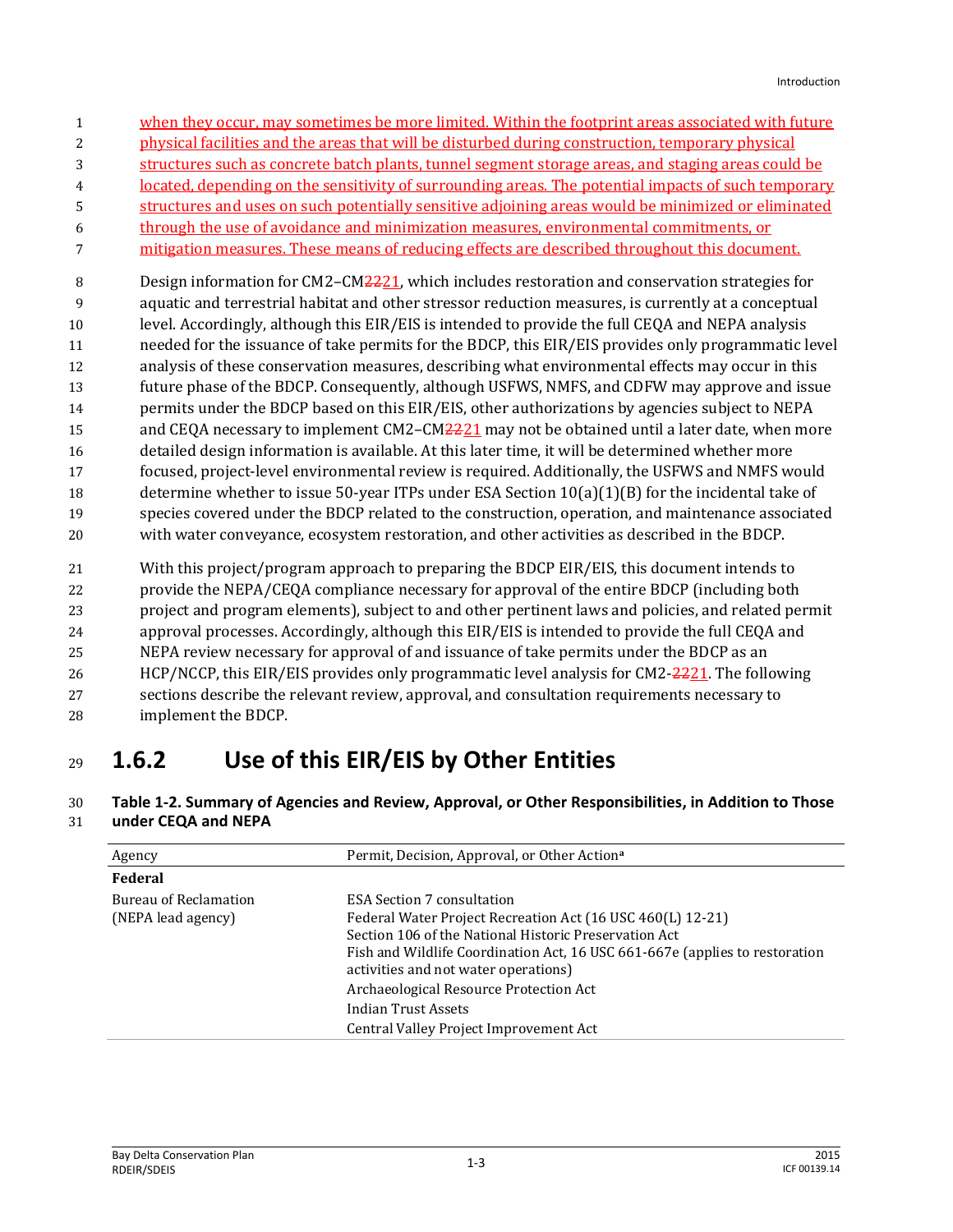when they occur, may sometimes be more limited. Within the footprint areas associated with future physical facilities and the areas that will be disturbed during construction, temporary physical structures such as concrete batch plants, tunnel segment storage areas, and staging areas could be located, depending on the sensitivity of surrounding areas. The potential impacts of such temporary structures and uses on such potentially sensitive adjoining areas would be minimized or eliminated through the use of avoidance and minimization measures, environmental commitments, or mitigation measures. These means of reducing effects are described throughout this document.

Design information for CM2–CM~~22~~21, which includes restoration and conservation strategies for aquatic and terrestrial habitat and other stressor reduction measures, is currently at a conceptual level. Accordingly, although this EIR/EIS is intended to provide the full CEQA and NEPA analysis needed for the issuance of take permits for the BDCP, this EIR/EIS provides only programmatic level analysis of these conservation measures, describing what environmental effects may occur in this future phase of the BDCP. Consequently, although USFWS, NMFS, and CDFW may approve and issue permits under the BDCP based on this EIR/EIS, other authorizations by agencies subject to NEPA and CEQA necessary to implement CM2–CM~~22~~21 may not be obtained until a later date, when more detailed design information is available. At this later time, it will be determined whether more focused, project-level environmental review is required. Additionally, the USFWS and NMFS would determine whether to issue 50-year ITPs under ESA Section 10(a)(1)(B) for the incidental take of species covered under the BDCP related to the construction, operation, and maintenance associated with water conveyance, ecosystem restoration, and other activities as described in the BDCP.

With this project/program approach to preparing the BDCP EIR/EIS, this document intends to provide the NEPA/CEQA compliance necessary for approval of the entire BDCP (including both project and program elements), subject to and other pertinent laws and policies, and related permit approval processes. Accordingly, although this EIR/EIS is intended to provide the full CEQA and NEPA review necessary for approval of and issuance of take permits under the BDCP as an HCP/NCCP, this EIR/EIS provides only programmatic level analysis for CM2-~~22~~21. The following sections describe the relevant review, approval, and consultation requirements necessary to implement the BDCP.

## 1.6.2 Use of this EIR/EIS by Other Entities

**Table 1-2. Summary of Agencies and Review, Approval, or Other Responsibilities, in Addition to Those under CEQA and NEPA**

| Agency | Permit, Decision, Approval, or Other Action[a] |
|---|---|
| **Federal** | |
| Bureau of Reclamation (NEPA lead agency) | ESA Section 7 consultation<br>Federal Water Project Recreation Act (16 USC 460(L) 12-21)<br>Section 106 of the National Historic Preservation Act<br>Fish and Wildlife Coordination Act, 16 USC 661-667e (applies to restoration activities and not water operations)<br>Archaeological Resource Protection Act<br>Indian Trust Assets<br>Central Valley Project Improvement Act |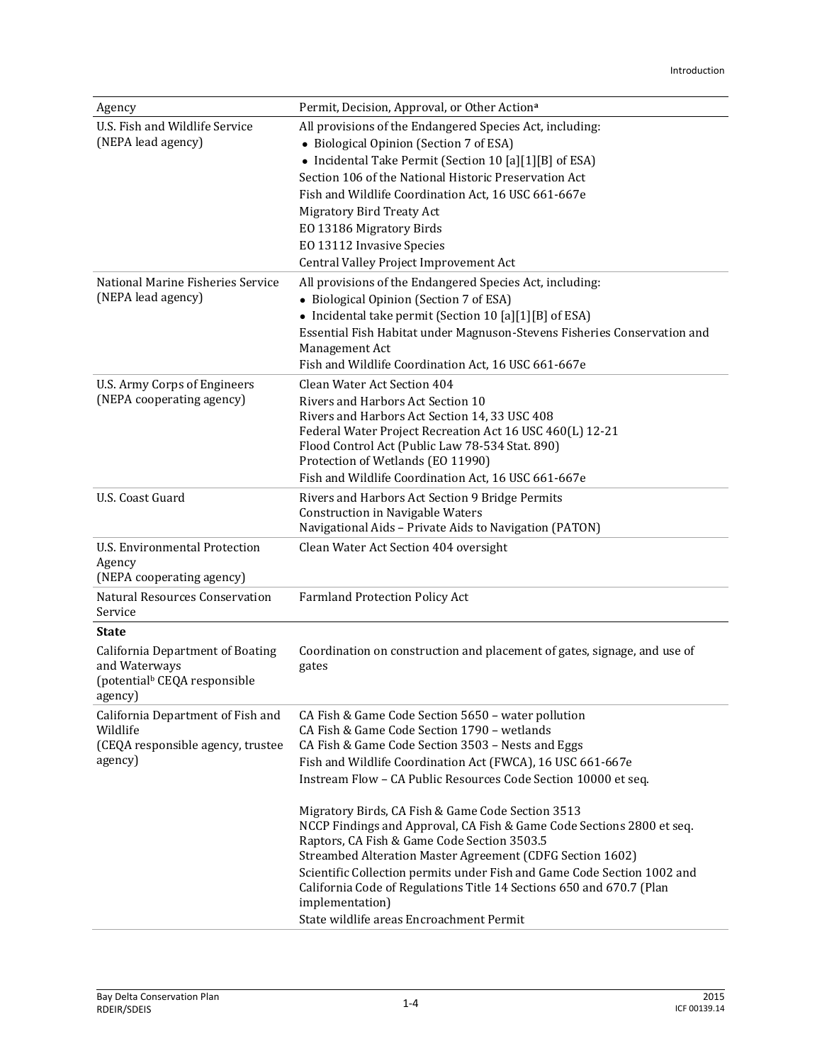| Agency | Permit, Decision, Approval, or Other Action[a] |
|---|---|
| U.S. Fish and Wildlife Service (NEPA lead agency) | All provisions of the Endangered Species Act, including:<br>• Biological Opinion (Section 7 of ESA)<br>• Incidental Take Permit (Section 10 [a][1][B] of ESA)<br>Section 106 of the National Historic Preservation Act<br>Fish and Wildlife Coordination Act, 16 USC 661-667e<br>Migratory Bird Treaty Act<br>EO 13186 Migratory Birds<br>EO 13112 Invasive Species<br>Central Valley Project Improvement Act |
| National Marine Fisheries Service (NEPA lead agency) | All provisions of the Endangered Species Act, including:<br>• Biological Opinion (Section 7 of ESA)<br>• Incidental take permit (Section 10 [a][1][B] of ESA)<br>Essential Fish Habitat under Magnuson-Stevens Fisheries Conservation and Management Act<br>Fish and Wildlife Coordination Act, 16 USC 661-667e |
| U.S. Army Corps of Engineers (NEPA cooperating agency) | Clean Water Act Section 404<br>Rivers and Harbors Act Section 10<br>Rivers and Harbors Act Section 14, 33 USC 408<br>Federal Water Project Recreation Act 16 USC 460(L) 12-21<br>Flood Control Act (Public Law 78-534 Stat. 890)<br>Protection of Wetlands (EO 11990)<br>Fish and Wildlife Coordination Act, 16 USC 661-667e |
| U.S. Coast Guard | Rivers and Harbors Act Section 9 Bridge Permits<br>Construction in Navigable Waters<br>Navigational Aids – Private Aids to Navigation (PATON) |
| U.S. Environmental Protection Agency (NEPA cooperating agency) | Clean Water Act Section 404 oversight |
| Natural Resources Conservation Service | Farmland Protection Policy Act |
| **State** | |
| California Department of Boating and Waterways (potential[b] CEQA responsible agency) | Coordination on construction and placement of gates, signage, and use of gates |
| California Department of Fish and Wildlife (CEQA responsible agency, trustee agency) | CA Fish & Game Code Section 5650 – water pollution<br>CA Fish & Game Code Section 1790 – wetlands<br>CA Fish & Game Code Section 3503 – Nests and Eggs<br>Fish and Wildlife Coordination Act (FWCA), 16 USC 661-667e<br>Instream Flow – CA Public Resources Code Section 10000 et seq.<br><br>Migratory Birds, CA Fish & Game Code Section 3513<br>NCCP Findings and Approval, CA Fish & Game Code Sections 2800 et seq.<br>Raptors, CA Fish & Game Code Section 3503.5<br>Streambed Alteration Master Agreement (CDFG Section 1602)<br>Scientific Collection permits under Fish and Game Code Section 1002 and California Code of Regulations Title 14 Sections 650 and 670.7 (Plan implementation)<br>State wildlife areas Encroachment Permit |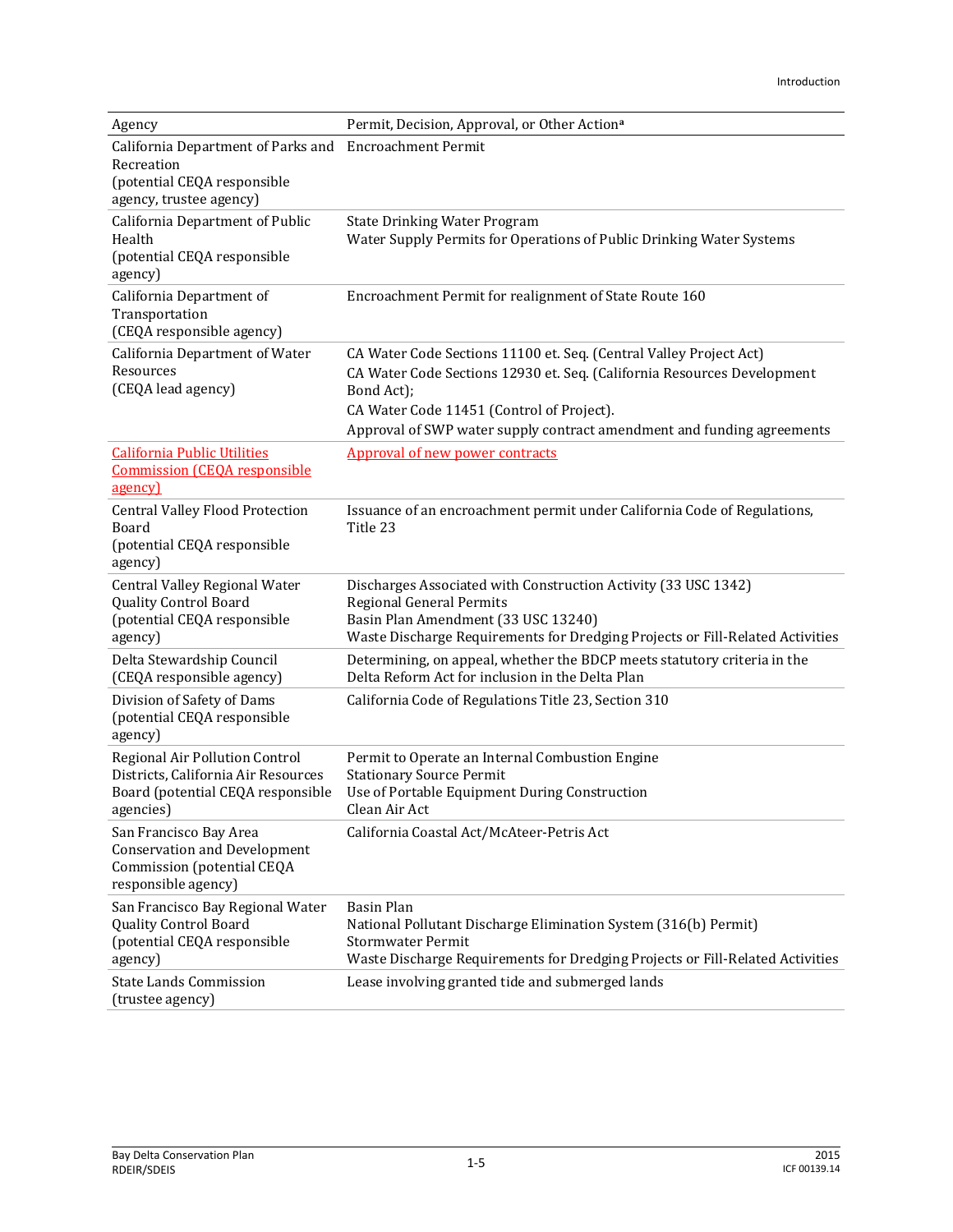| Agency | Permit, Decision, Approval, or Other Action[a] |
|---|---|
| California Department of Parks and Recreation (potential CEQA responsible agency, trustee agency) | Encroachment Permit |
| California Department of Public Health (potential CEQA responsible agency) | State Drinking Water Program<br>Water Supply Permits for Operations of Public Drinking Water Systems |
| California Department of Transportation (CEQA responsible agency) | Encroachment Permit for realignment of State Route 160 |
| California Department of Water Resources (CEQA lead agency) | CA Water Code Sections 11100 et. Seq. (Central Valley Project Act)<br>CA Water Code Sections 12930 et. Seq. (California Resources Development Bond Act);<br>CA Water Code 11451 (Control of Project).<br>Approval of SWP water supply contract amendment and funding agreements |
| California Public Utilities Commission (CEQA responsible agency) | Approval of new power contracts |
| Central Valley Flood Protection Board (potential CEQA responsible agency) | Issuance of an encroachment permit under California Code of Regulations, Title 23 |
| Central Valley Regional Water Quality Control Board (potential CEQA responsible agency) | Discharges Associated with Construction Activity (33 USC 1342)<br>Regional General Permits<br>Basin Plan Amendment (33 USC 13240)<br>Waste Discharge Requirements for Dredging Projects or Fill-Related Activities |
| Delta Stewardship Council (CEQA responsible agency) | Determining, on appeal, whether the BDCP meets statutory criteria in the Delta Reform Act for inclusion in the Delta Plan |
| Division of Safety of Dams (potential CEQA responsible agency) | California Code of Regulations Title 23, Section 310 |
| Regional Air Pollution Control Districts, California Air Resources Board (potential CEQA responsible agencies) | Permit to Operate an Internal Combustion Engine<br>Stationary Source Permit<br>Use of Portable Equipment During Construction<br>Clean Air Act |
| San Francisco Bay Area Conservation and Development Commission (potential CEQA responsible agency) | California Coastal Act/McAteer-Petris Act |
| San Francisco Bay Regional Water Quality Control Board (potential CEQA responsible agency) | Basin Plan<br>National Pollutant Discharge Elimination System (316(b) Permit)<br>Stormwater Permit<br>Waste Discharge Requirements for Dredging Projects or Fill-Related Activities |
| State Lands Commission (trustee agency) | Lease involving granted tide and submerged lands |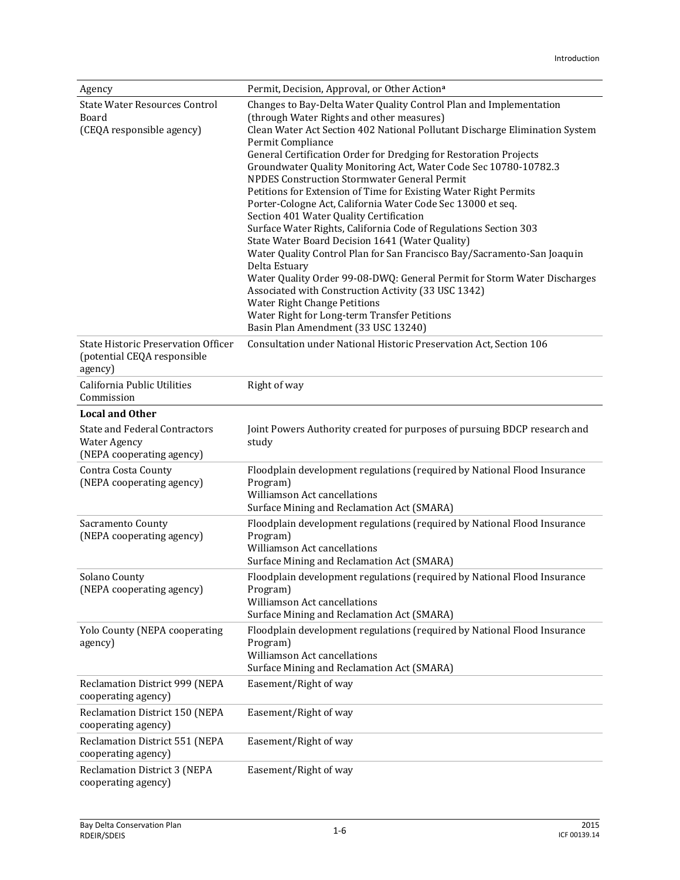| Agency | Permit, Decision, Approval, or Other Action[a] |
|---|---|
| State Water Resources Control Board (CEQA responsible agency) | Changes to Bay-Delta Water Quality Control Plan and Implementation (through Water Rights and other measures)<br>Clean Water Act Section 402 National Pollutant Discharge Elimination System Permit Compliance<br>General Certification Order for Dredging for Restoration Projects<br>Groundwater Quality Monitoring Act, Water Code Sec 10780-10782.3<br>NPDES Construction Stormwater General Permit<br>Petitions for Extension of Time for Existing Water Right Permits<br>Porter-Cologne Act, California Water Code Sec 13000 et seq.<br>Section 401 Water Quality Certification<br>Surface Water Rights, California Code of Regulations Section 303<br>State Water Board Decision 1641 (Water Quality)<br>Water Quality Control Plan for San Francisco Bay/Sacramento-San Joaquin Delta Estuary<br>Water Quality Order 99-08-DWQ: General Permit for Storm Water Discharges Associated with Construction Activity (33 USC 1342)<br>Water Right Change Petitions<br>Water Right for Long-term Transfer Petitions<br>Basin Plan Amendment (33 USC 13240) |
| State Historic Preservation Officer (potential CEQA responsible agency) | Consultation under National Historic Preservation Act, Section 106 |
| California Public Utilities Commission | Right of way |
| **Local and Other** | |
| State and Federal Contractors Water Agency (NEPA cooperating agency) | Joint Powers Authority created for purposes of pursuing BDCP research and study |
| Contra Costa County (NEPA cooperating agency) | Floodplain development regulations (required by National Flood Insurance Program)<br>Williamson Act cancellations<br>Surface Mining and Reclamation Act (SMARA) |
| Sacramento County (NEPA cooperating agency) | Floodplain development regulations (required by National Flood Insurance Program)<br>Williamson Act cancellations<br>Surface Mining and Reclamation Act (SMARA) |
| Solano County (NEPA cooperating agency) | Floodplain development regulations (required by National Flood Insurance Program)<br>Williamson Act cancellations<br>Surface Mining and Reclamation Act (SMARA) |
| Yolo County (NEPA cooperating agency) | Floodplain development regulations (required by National Flood Insurance Program)<br>Williamson Act cancellations<br>Surface Mining and Reclamation Act (SMARA) |
| Reclamation District 999 (NEPA cooperating agency) | Easement/Right of way |
| Reclamation District 150 (NEPA cooperating agency) | Easement/Right of way |
| Reclamation District 551 (NEPA cooperating agency) | Easement/Right of way |
| Reclamation District 3 (NEPA cooperating agency) | Easement/Right of way |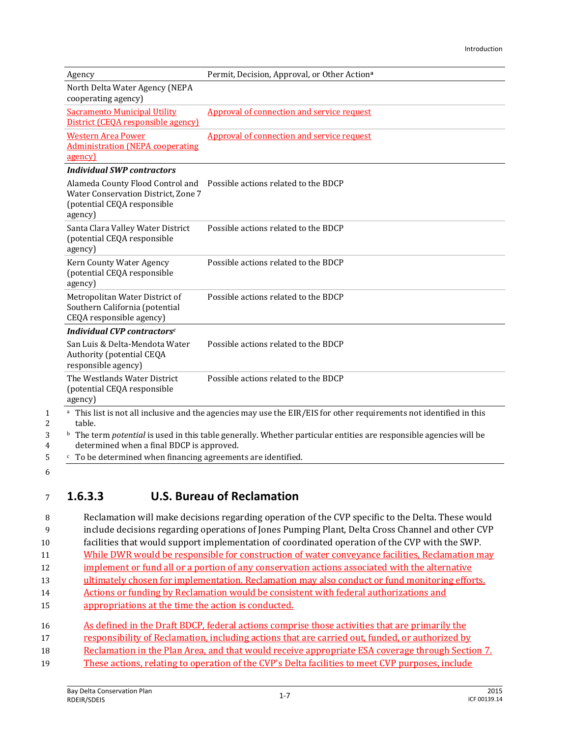| Agency | Permit, Decision, Approval, or Other Action[a] |
|---|---|
| North Delta Water Agency (NEPA cooperating agency) | |
| Sacramento Municipal Utility District (CEQA responsible agency) | Approval of connection and service request |
| Western Area Power Administration (NEPA cooperating agency) | Approval of connection and service request |
| ***Individual SWP contractors*** | |
| Alameda County Flood Control and Water Conservation District, Zone 7 (potential CEQA responsible agency) | Possible actions related to the BDCP |
| Santa Clara Valley Water District (potential CEQA responsible agency) | Possible actions related to the BDCP |
| Kern County Water Agency (potential CEQA responsible agency) | Possible actions related to the BDCP |
| Metropolitan Water District of Southern California (potential CEQA responsible agency) | Possible actions related to the BDCP |
| ***Individual CVP contractors***[c] | |
| San Luis & Delta-Mendota Water Authority (potential CEQA responsible agency) | Possible actions related to the BDCP |
| The Westlands Water District (potential CEQA responsible agency) | Possible actions related to the BDCP |

[a] This list is not all inclusive and the agencies may use the EIR/EIS for other requirements not identified in this table.

[b] The term *potential* is used in this table generally. Whether particular entities are responsible agencies will be determined when a final BDCP is approved.

[c] To be determined when financing agreements are identified.

### 1.6.3.3 U.S. Bureau of Reclamation

Reclamation will make decisions regarding operation of the CVP specific to the Delta. These would include decisions regarding operations of Jones Pumping Plant, Delta Cross Channel and other CVP facilities that would support implementation of coordinated operation of the CVP with the SWP. While DWR would be responsible for construction of water conveyance facilities, Reclamation may implement or fund all or a portion of any conservation actions associated with the alternative ultimately chosen for implementation. Reclamation may also conduct or fund monitoring efforts. Actions or funding by Reclamation would be consistent with federal authorizations and appropriations at the time the action is conducted.

As defined in the Draft BDCP, federal actions comprise those activities that are primarily the responsibility of Reclamation, including actions that are carried out, funded, or authorized by Reclamation in the Plan Area, and that would receive appropriate ESA coverage through Section 7. These actions, relating to operation of the CVP's Delta facilities to meet CVP purposes, include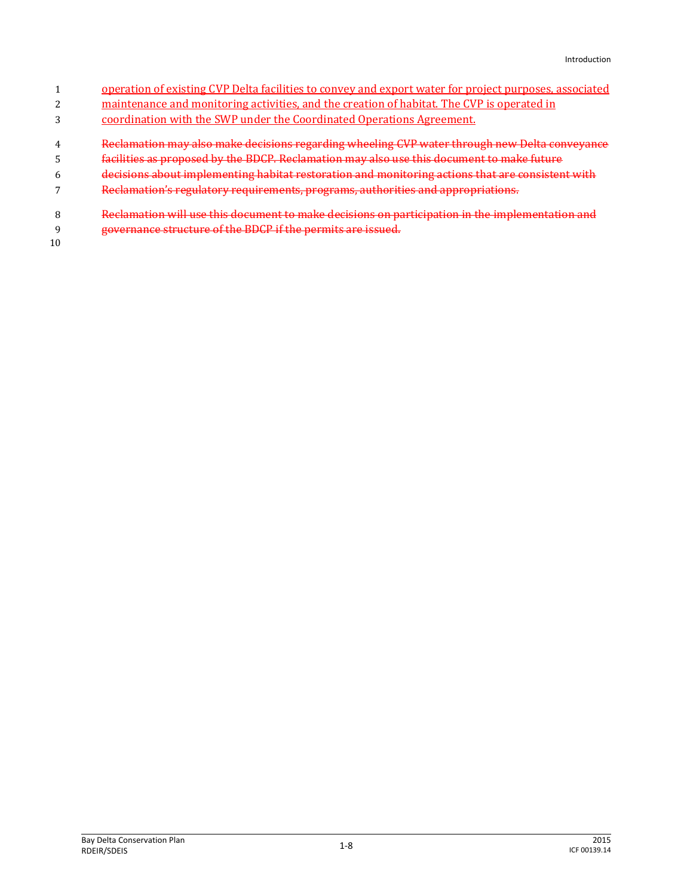operation of existing CVP Delta facilities to convey and export water for project purposes, associated maintenance and monitoring activities, and the creation of habitat. The CVP is operated in coordination with the SWP under the Coordinated Operations Agreement.

~~Reclamation may also make decisions regarding wheeling CVP water through new Delta conveyance facilities as proposed by the BDCP. Reclamation may also use this document to make future decisions about implementing habitat restoration and monitoring actions that are consistent with Reclamation's regulatory requirements, programs, authorities and appropriations.~~

~~Reclamation will use this document to make decisions on participation in the implementation and governance structure of the BDCP if the permits are issued.~~